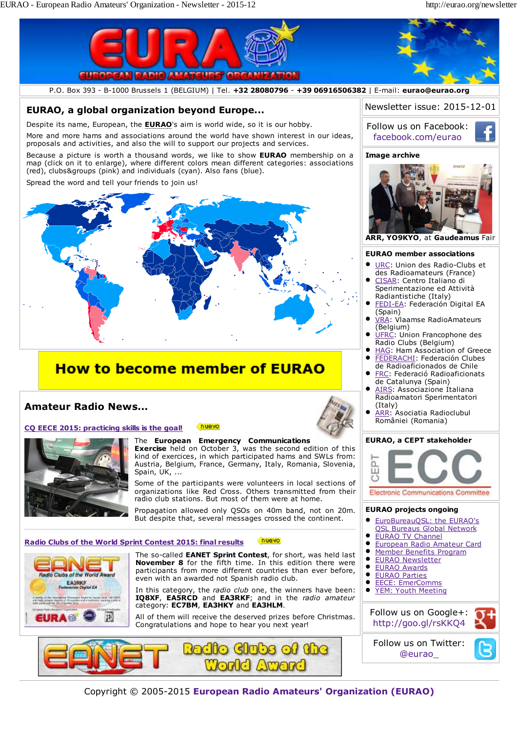P.O. Box 393 - B-1000 Brussels 1 (BELGIUM) | Tel. **+32 28080796** - **+39 06916506382** | E-mail: **eurao@eurao.org**

## EURAO, a global organization beyond Europe...

Despite its name, European, the **EURAO**'s aim is world wide, so it is our hobby.

More and more hams and associations around the world have shown interest in our ideas, proposals and activities, and also the will to support our projects and services.

Because a picture is worth a thousand words, we like to show **EURAO** membership on a map (click on it to enlarge), where different colors mean different categories: associations (red), clubs&groups (pink) and individuals (cyan). Also fans (blue).

Spread the word and tell your friends to join us!

**How to become member of EURAO**

## Amateur Radio News...

### CQ EECE 2015: practicing skills is the goal!

The **European Emergency Communications Exercise** held on October 3, was the second edition of this kind of exercices, in which participated hams and SWLs from: Austria, Belgium, France, Germany, Italy, Romania, Slovenia, Spain, UK, ...

Some of the participants were volunteers in local sections of organizations like Red Cross. Others transmitted from their radio club stations. But most of them were at home.

Propagation allowed only QSOs on 40m band, not on 20m. But despite that, several messages crossed the continent.

### Radio Clubs of the World Sprint Contest 2015: final results

The so-called **EANET Sprint Contest**, for short, was held last **November 8** for the fifth time. In this edition there were participants from more different countries than ever before, even with an awarded not Spanish radio club.

In this category, the *radio club* one, the winners have been: **IQ8XF**, **EA5RCD** and **EA3RKF**; and in the *radio amateur* category: **EC7BM**, **EA3HKY** and **EA3HLM**.

All of them will receive the deserved prizes before Christmas. Congratulations and hope to hear you next year!

**EANET Radio Clubs of the World Award**

Newsletter issue: 2015-12-01

Follow us on Facebook: facebook.com/eurao

**Image archive**

ARR, YO9KYO, at **Gaudeamus** Fair

**EURAO member associations**

- URC: Union des Radio-Clubs et des Radioamateurs (France)
- CISAR: Centro Italiano di Sperimentazione ed Attività Radiantistiche (Italy)
- FEDI-EA: Federación Digital EA (Spain)
- VRA: Vlaamse RadioAmateurs (Belgium)
- UFRC: Union Francophone des Radio Clubs (Belgium)
- HAG: Ham Association of Greece
- FEDERACHI: Federación Clubes de Radioaficionados de Chile
- FRC: Federació Radioaficionats de Catalunya (Spain)
- AIRS: Associazione Italiana Radioamatori Sperimentatori (Italy)
- ARR: Asociatia Radioclubul României (Romania)

**EURAO, a CEPT stakeholder**

CEPT ECC Electronic Communications Committee

**EURAO projects ongoing**

- EuroBureauQSL: the EURAO's QSL Bureaus Global Network
- EURAO TV Channel
- European Radio Amateur Card
- Member Benefits Program
- EURAO Newsletter
- EURAO Awards
- EURAO Parties
- EECE: EmerComms
- YEM: Youth Meeting

Follow us on Google+: http://goo.gl/rsKKQ4

Follow us on Twitter: @eurao_

Copyright © 2005-2015 **European Radio Amateurs' Organization (EURAO)**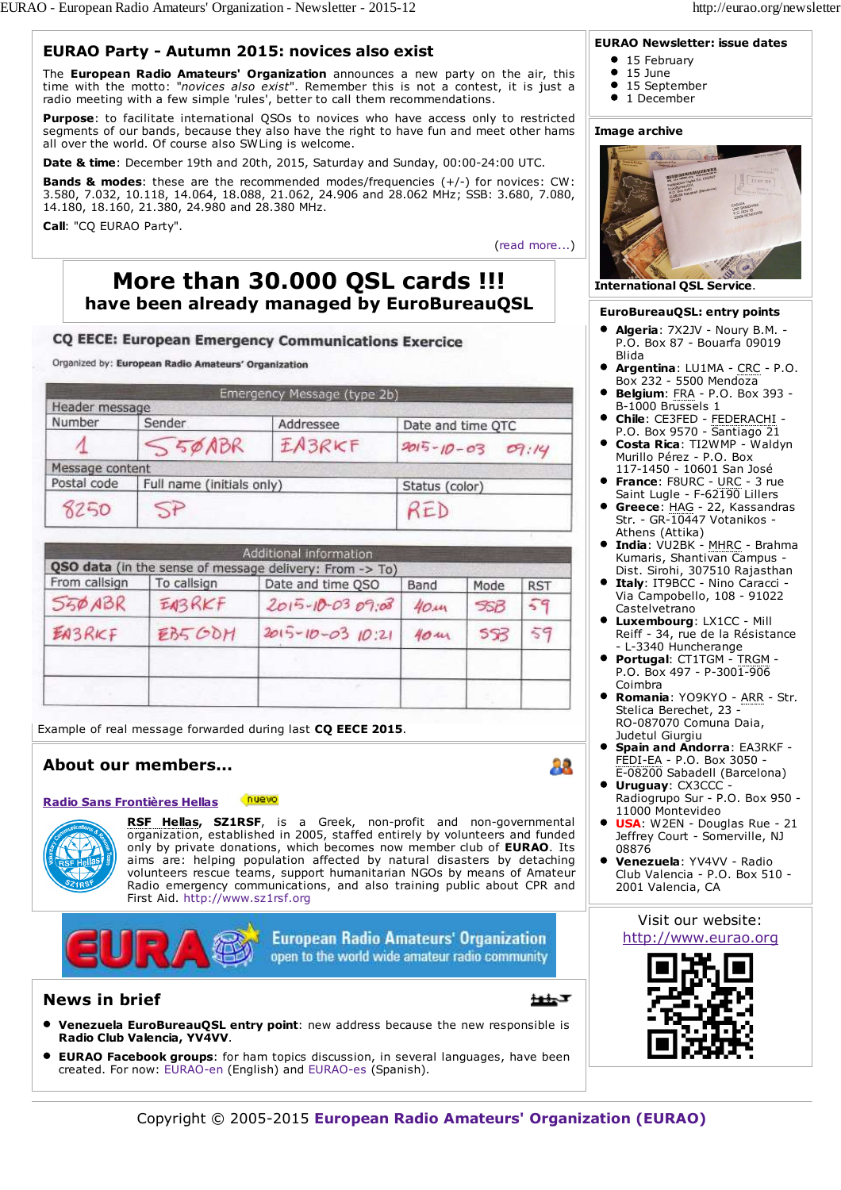## EURAO Party - Autumn 2015: novices also exist

The **European Radio Amateurs' Organization** announces a new party on the air, this time with the motto: *"novices also exist"*. Remember this is not a contest, it is just a radio meeting with a few simple 'rules', better to call them recommendations.

**Purpose**: to facilitate international QSOs to novices who have access only to restricted segments of our bands, because they also have the right to have fun and meet other hams all over the world. Of course also SWLing is welcome.

**Date & time**: December 19th and 20th, 2015, Saturday and Sunday, 00:00-24:00 UTC.

**Bands & modes**: these are the recommended modes/frequencies (+/-) for novices: CW: 3.580, 7.032, 10.118, 14.064, 18.088, 21.062, 24.906 and 28.062 MHz; SSB: 3.680, 7.080, 14.180, 18.160, 21.380, 24.980 and 28.380 MHz.

**Call**: "CQ EURAO Party".

(read more...)

# More than 30.000 QSL cards !!!
## have been already managed by EuroBureauQSL

### CQ EECE: European Emergency Communications Exercice

Organized by: **European Radio Amateurs' Organization**

| Emergency Message (type 2b) | | | |
|---|---|---|---|
| Header message | | | |
| Number | Sender | Addressee | Date and time QTC |
| 1 | S50ABR | EA3RKF | 2015-10-03 09:14 |
| Message content | | | |
| Postal code | Full name (initials only) | | Status (color) |
| 8250 | SP | | RED |

| Additional information | | | | | |
|---|---|---|---|---|---|
| QSO data (in the sense of message delivery: From -> To) | | | | | |
| From callsign | To callsign | Date and time QSO | Band | Mode | RST |
| S50ABR | EA3RKF | 2015-10-03 09:08 | 40m | SSB | 59 |
| EA3RKF | EB5GDH | 2015-10-03 10:21 | 40m | SSB | 59 |
| | | | | | |
| | | | | | |

Example of real message forwarded during last **CQ EECE 2015**.

## About our members...

**Radio Sans Frontières Hellas** nuevo

**RSF Hellas**, **SZ1RSF**, is a Greek, non-profit and non-governmental organization, established in 2005, staffed entirely by volunteers and funded only by private donations, which becomes now member club of **EURAO**. Its aims are: helping population affected by natural disasters by detaching volunteers rescue teams, support humanitarian NGOs by means of Amateur Radio emergency communications, and also training public about CPR and First Aid. http://www.sz1rsf.org

EURAO European Radio Amateurs' Organization - open to the world wide amateur radio community

## News in brief

- **Venezuela EuroBureauQSL entry point**: new address because the new responsible is **Radio Club Valencia, YV4VV**.
- **EURAO Facebook groups**: for ham topics discussion, in several languages, have been created. For now: EURAO-en (English) and EURAO-es (Spanish).

### EURAO Newsletter: issue dates

- 15 February
- 15 June
- 15 September
- 1 December

### Image archive

International QSL Service.

### EuroBureauQSL: entry points

- **Algeria**: 7X2JV - Noury B.M. - P.O. Box 87 - Bouarfa 09019 Blida
- **Argentina**: LU1MA - CRC - P.O. Box 232 - 5500 Mendoza
- **Belgium**: FRA - P.O. Box 393 - B-1000 Brussels 1
- **Chile**: CE3FED - FEDERACHI - P.O. Box 9570 - Santiago 21
- **Costa Rica**: TI2WMP - Waldyn Murillo Pérez - P.O. Box 117-1450 - 10601 San José
- **France**: F8URC - URC - 3 rue Saint Lugle - F-62190 Lillers
- **Greece**: HAG - 22, Kassandras Str. - GR-10447 Votanikos - Athens (Attika)
- **India**: VU2BK - MHRC - Brahma Kumaris, Shantivan Campus - Dist. Sirohi, 307510 Rajasthan
- **Italy**: IT9BCC - Nino Caracci - Via Campobello, 108 - 91022 Castelvetrano
- **Luxembourg**: LX1CC - Mill Reiff - 34, rue de la Résistance - L-3340 Huncherange
- **Portugal**: CT1TGM - TRGM - P.O. Box 497 - P-3001-906 Coimbra
- **Romania**: YO9KYO - ARR - Str. Stelica Berechet, 23 - RO-087070 Comuna Daia, Judetul Giurgiu
- **Spain and Andorra**: EA3RKF - FEDI-EA - P.O. Box 3050 - E-08200 Sabadell (Barcelona)
- **Uruguay**: CX3CCC - Radiogrupo Sur - P.O. Box 950 - 11000 Montevideo
- **USA**: W2EN - Douglas Rue - 21 Jeffrey Court - Somerville, NJ 08876
- **Venezuela**: YV4VV - Radio Club Valencia - P.O. Box 510 - 2001 Valencia, CA

Visit our website:
http://www.eurao.org

Copyright © 2005-2015 **European Radio Amateurs' Organization (EURAO)**